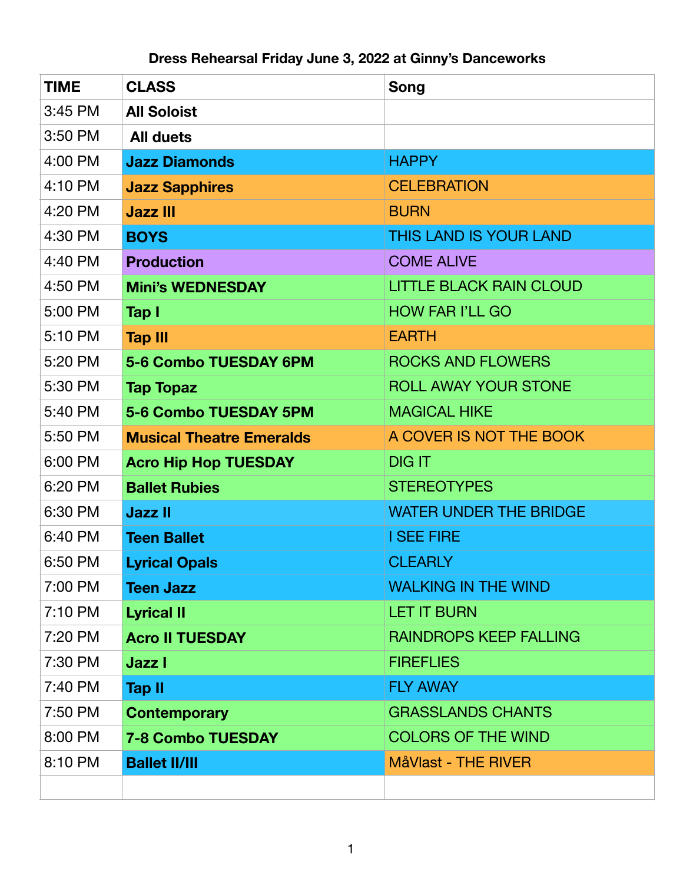**Dress Rehearsal Friday June 3, 2022 at Ginny's Danceworks**

| TIME | CLASS | Song |
|---|---|---|
| 3:45 PM | **All Soloist** | |
| 3:50 PM | **All duets** | |
| 4:00 PM | **Jazz Diamonds** | HAPPY |
| 4:10 PM | **Jazz Sapphires** | CELEBRATION |
| 4:20 PM | **Jazz III** | BURN |
| 4:30 PM | **BOYS** | THIS LAND IS YOUR LAND |
| 4:40 PM | **Production** | COME ALIVE |
| 4:50 PM | **Mini's WEDNESDAY** | LITTLE BLACK RAIN CLOUD |
| 5:00 PM | **Tap I** | HOW FAR I'LL GO |
| 5:10 PM | **Tap III** | EARTH |
| 5:20 PM | **5-6 Combo TUESDAY 6PM** | ROCKS AND FLOWERS |
| 5:30 PM | **Tap Topaz** | ROLL AWAY YOUR STONE |
| 5:40 PM | **5-6 Combo TUESDAY 5PM** | MAGICAL HIKE |
| 5:50 PM | **Musical Theatre Emeralds** | A COVER IS NOT THE BOOK |
| 6:00 PM | **Acro Hip Hop TUESDAY** | DIG IT |
| 6:20 PM | **Ballet Rubies** | STEREOTYPES |
| 6:30 PM | **Jazz II** | WATER UNDER THE BRIDGE |
| 6:40 PM | **Teen Ballet** | I SEE FIRE |
| 6:50 PM | **Lyrical Opals** | CLEARLY |
| 7:00 PM | **Teen Jazz** | WALKING IN THE WIND |
| 7:10 PM | **Lyrical II** | LET IT BURN |
| 7:20 PM | **Acro II TUESDAY** | RAINDROPS KEEP FALLING |
| 7:30 PM | **Jazz I** | FIREFLIES |
| 7:40 PM | **Tap II** | FLY AWAY |
| 7:50 PM | **Contemporary** | GRASSLANDS CHANTS |
| 8:00 PM | **7-8 Combo TUESDAY** | COLORS OF THE WIND |
| 8:10 PM | **Ballet II/III** | MåVlast - THE RIVER |
| | | |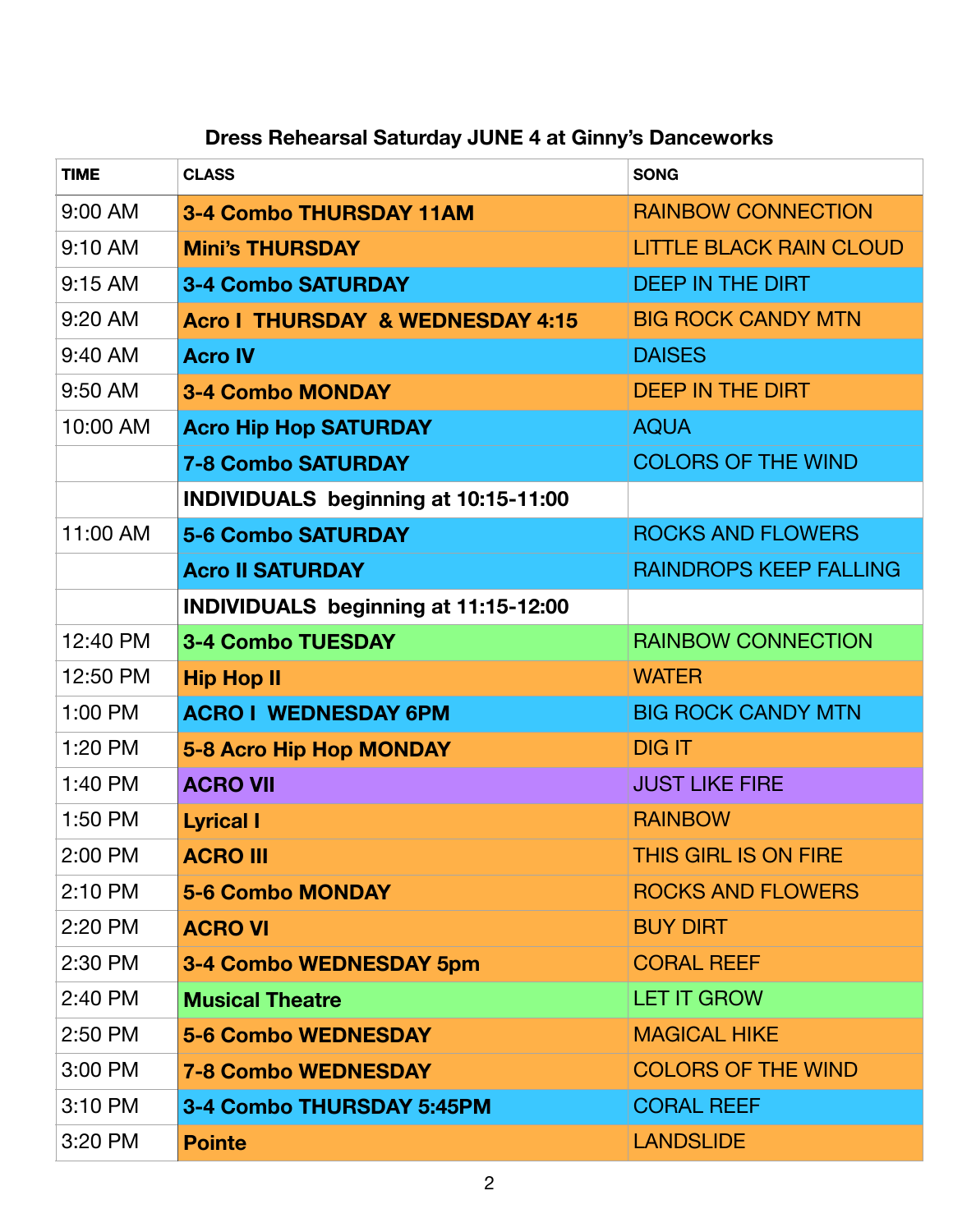**Dress Rehearsal Saturday JUNE 4 at Ginny's Danceworks**

| TIME | CLASS | SONG |
|---|---|---|
| 9:00 AM | **3-4 Combo THURSDAY 11AM** | RAINBOW CONNECTION |
| 9:10 AM | **Mini's THURSDAY** | LITTLE BLACK RAIN CLOUD |
| 9:15 AM | **3-4 Combo SATURDAY** | DEEP IN THE DIRT |
| 9:20 AM | **Acro I THURSDAY & WEDNESDAY 4:15** | BIG ROCK CANDY MTN |
| 9:40 AM | **Acro IV** | DAISES |
| 9:50 AM | **3-4 Combo MONDAY** | DEEP IN THE DIRT |
| 10:00 AM | **Acro Hip Hop SATURDAY** | AQUA |
| | **7-8 Combo SATURDAY** | COLORS OF THE WIND |
| | **INDIVIDUALS beginning at 10:15-11:00** | |
| 11:00 AM | **5-6 Combo SATURDAY** | ROCKS AND FLOWERS |
| | **Acro II SATURDAY** | RAINDROPS KEEP FALLING |
| | **INDIVIDUALS beginning at 11:15-12:00** | |
| 12:40 PM | **3-4 Combo TUESDAY** | RAINBOW CONNECTION |
| 12:50 PM | **Hip Hop II** | WATER |
| 1:00 PM | **ACRO I WEDNESDAY 6PM** | BIG ROCK CANDY MTN |
| 1:20 PM | **5-8 Acro Hip Hop MONDAY** | DIG IT |
| 1:40 PM | **ACRO VII** | JUST LIKE FIRE |
| 1:50 PM | **Lyrical I** | RAINBOW |
| 2:00 PM | **ACRO III** | THIS GIRL IS ON FIRE |
| 2:10 PM | **5-6 Combo MONDAY** | ROCKS AND FLOWERS |
| 2:20 PM | **ACRO VI** | BUY DIRT |
| 2:30 PM | **3-4 Combo WEDNESDAY 5pm** | CORAL REEF |
| 2:40 PM | **Musical Theatre** | LET IT GROW |
| 2:50 PM | **5-6 Combo WEDNESDAY** | MAGICAL HIKE |
| 3:00 PM | **7-8 Combo WEDNESDAY** | COLORS OF THE WIND |
| 3:10 PM | **3-4 Combo THURSDAY 5:45PM** | CORAL REEF |
| 3:20 PM | **Pointe** | LANDSLIDE |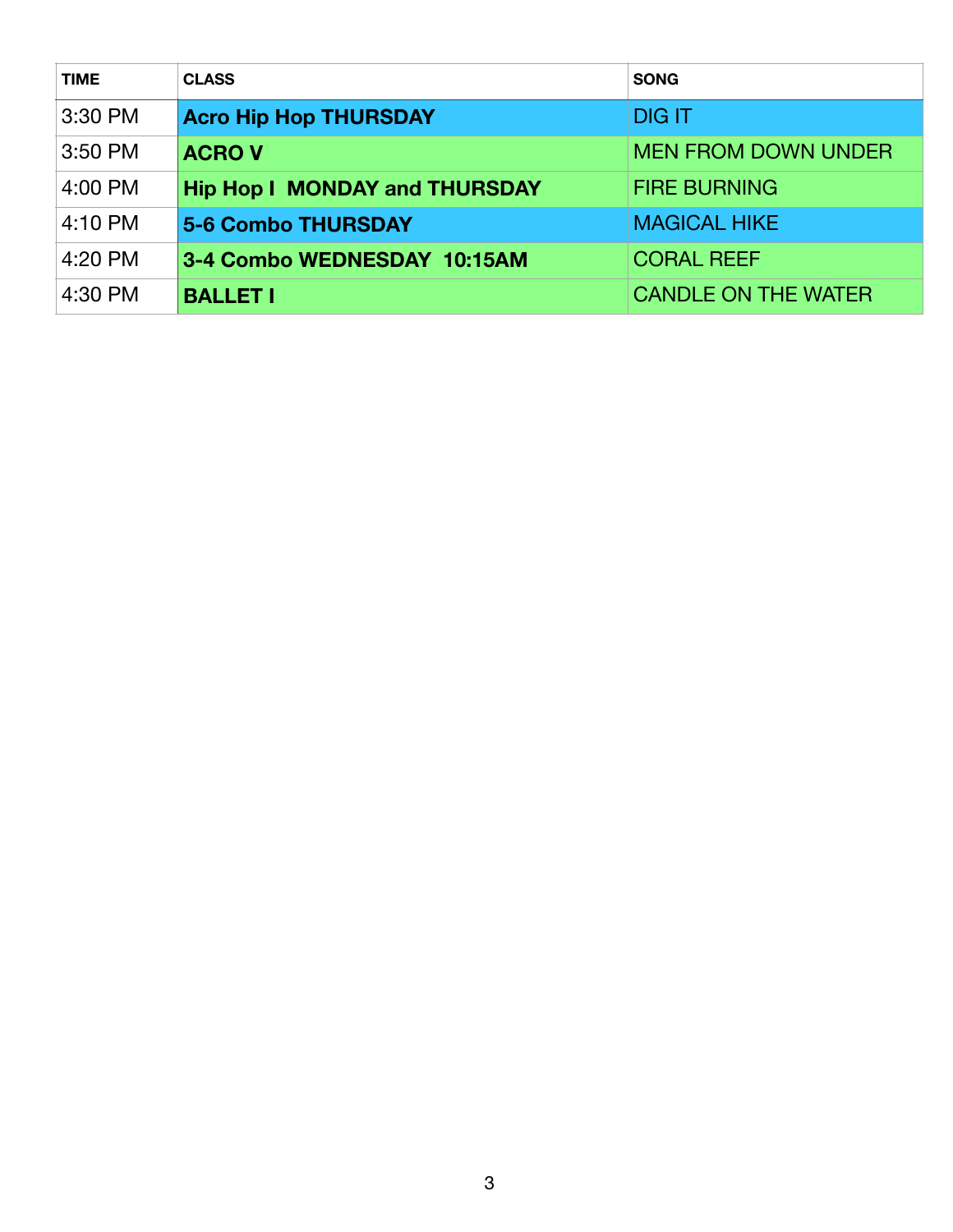| TIME | CLASS | SONG |
| --- | --- | --- |
| 3:30 PM | **Acro Hip Hop THURSDAY** | DIG IT |
| 3:50 PM | **ACRO V** | MEN FROM DOWN UNDER |
| 4:00 PM | **Hip Hop I MONDAY and THURSDAY** | FIRE BURNING |
| 4:10 PM | **5-6 Combo THURSDAY** | MAGICAL HIKE |
| 4:20 PM | **3-4 Combo WEDNESDAY 10:15AM** | CORAL REEF |
| 4:30 PM | **BALLET I** | CANDLE ON THE WATER |